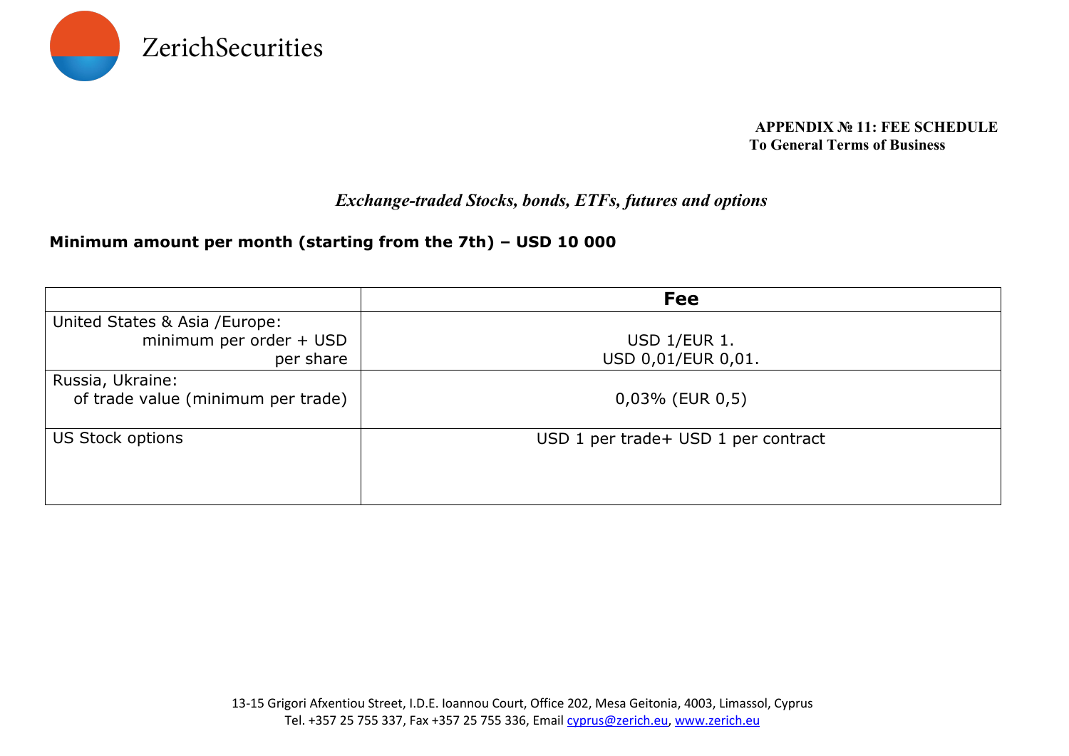ZerichSecurities

**APPENDIX № 11: FEE SCHEDULE**
**To General Terms of Business**

***Exchange-traded Stocks, bonds, ETFs, futures and options***

**Minimum amount per month (starting from the 7th) – USD 10 000**

| | **Fee** |
|---|---|
| United States & Asia /Europe: minimum per order + USD per share | USD 1/EUR 1. USD 0,01/EUR 0,01. |
| Russia, Ukraine: of trade value (minimum per trade) | 0,03% (EUR 0,5) |
| US Stock options | USD 1 per trade+ USD 1 per contract |

13-15 Grigori Afxentiou Street, I.D.E. Ioannou Court, Office 202, Mesa Geitonia, 4003, Limassol, Cyprus
Tel. +357 25 755 337, Fax +357 25 755 336, Email cyprus@zerich.eu, www.zerich.eu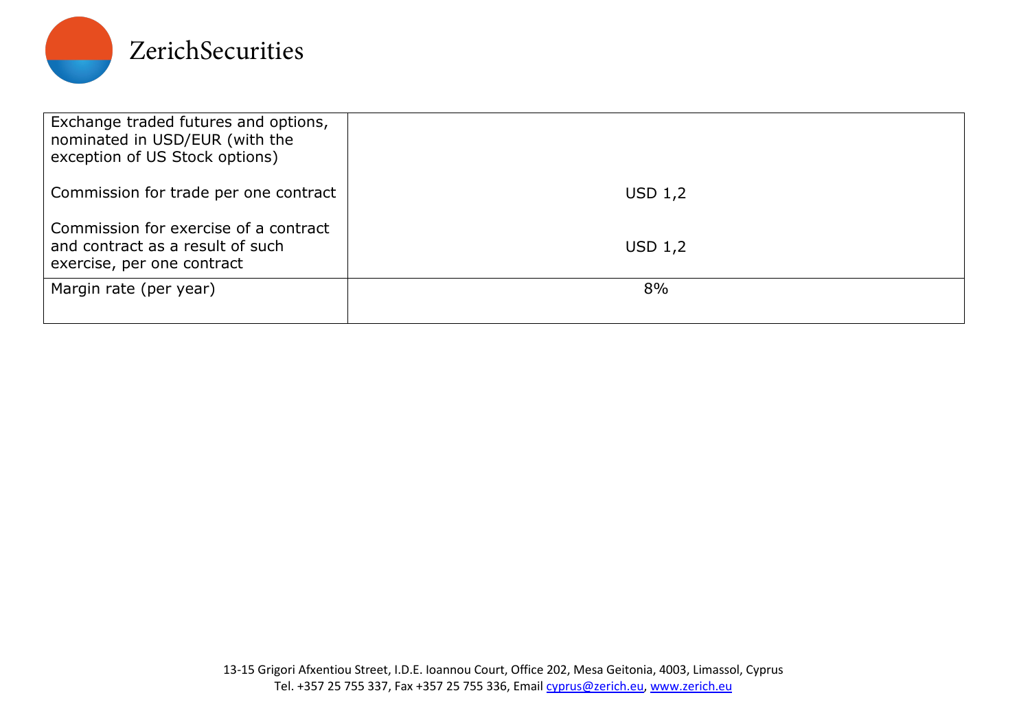| | |
|---|---|
| Exchange traded futures and options, nominated in USD/EUR (with the exception of US Stock options) | |
| Commission for trade per one contract | USD 1,2 |
| Commission for exercise of a contract and contract as a result of such exercise, per one contract | USD 1,2 |
| Margin rate (per year) | 8% |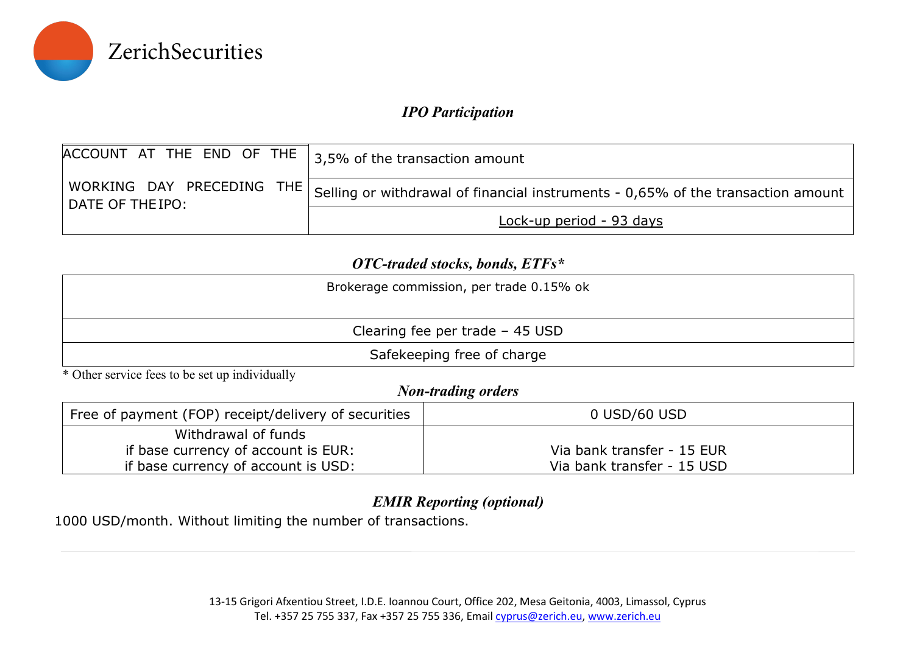ZerichSecurities

### *IPO Participation*

| | |
|---|---|
| ACCOUNT AT THE END OF THE WORKING DAY PRECEDING THE DATE OF THE IPO: | 3,5% of the transaction amount |
| | Selling or withdrawal of financial instruments - 0,65% of the transaction amount |
| | Lock-up period - 93 days |

### *OTC-traded stocks, bonds, ETFs**

| |
|---|
| Brokerage commission, per trade 0.15% ok |
| Clearing fee per trade – 45 USD |
| Safekeeping free of charge |

* Other service fees to be set up individually

### *Non-trading orders*

| | |
|---|---|
| Free of payment (FOP) receipt/delivery of securities | 0 USD/60 USD |
| Withdrawal of funds<br>if base currency of account is EUR:<br>if base currency of account is USD: | Via bank transfer - 15 EUR<br>Via bank transfer - 15 USD |

### *EMIR Reporting (optional)*

1000 USD/month. Without limiting the number of transactions.

13-15 Grigori Afxentiou Street, I.D.E. Ioannou Court, Office 202, Mesa Geitonia, 4003, Limassol, Cyprus
Tel. +357 25 755 337, Fax +357 25 755 336, Email cyprus@zerich.eu, www.zerich.eu